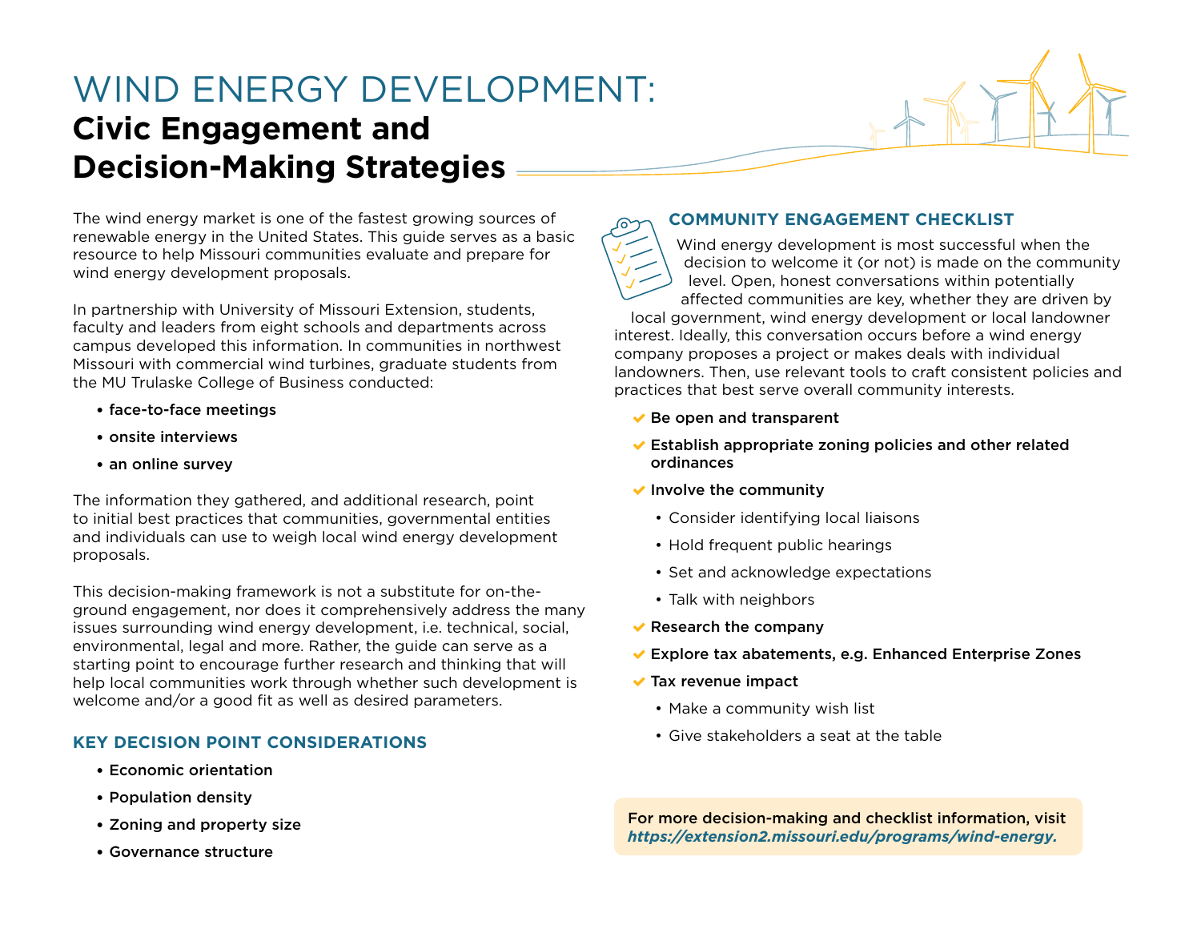# WIND ENERGY DEVELOPMENT:
## Civic Engagement and Decision-Making Strategies

The wind energy market is one of the fastest growing sources of renewable energy in the United States. This guide serves as a basic resource to help Missouri communities evaluate and prepare for wind energy development proposals.

In partnership with University of Missouri Extension, students, faculty and leaders from eight schools and departments across campus developed this information. In communities in northwest Missouri with commercial wind turbines, graduate students from the MU Trulaske College of Business conducted:

- **face-to-face meetings**
- **onsite interviews**
- **an online survey**

The information they gathered, and additional research, point to initial best practices that communities, governmental entities and individuals can use to weigh local wind energy development proposals.

This decision-making framework is not a substitute for on-the-ground engagement, nor does it comprehensively address the many issues surrounding wind energy development, i.e. technical, social, environmental, legal and more. Rather, the guide can serve as a starting point to encourage further research and thinking that will help local communities work through whether such development is welcome and/or a good fit as well as desired parameters.

### KEY DECISION POINT CONSIDERATIONS

- **Economic orientation**
- **Population density**
- **Zoning and property size**
- **Governance structure**

### COMMUNITY ENGAGEMENT CHECKLIST

Wind energy development is most successful when the decision to welcome it (or not) is made on the community level. Open, honest conversations within potentially affected communities are key, whether they are driven by local government, wind energy development or local landowner interest. Ideally, this conversation occurs before a wind energy company proposes a project or makes deals with individual landowners. Then, use relevant tools to craft consistent policies and practices that best serve overall community interests.

- ✔ **Be open and transparent**
- ✔ **Establish appropriate zoning policies and other related ordinances**
- ✔ **Involve the community**
  - Consider identifying local liaisons
  - Hold frequent public hearings
  - Set and acknowledge expectations
  - Talk with neighbors
- ✔ **Research the company**
- ✔ **Explore tax abatements, e.g. Enhanced Enterprise Zones**
- ✔ **Tax revenue impact**
  - Make a community wish list
  - Give stakeholders a seat at the table

**For more decision-making and checklist information, visit *https://extension2.missouri.edu/programs/wind-energy.***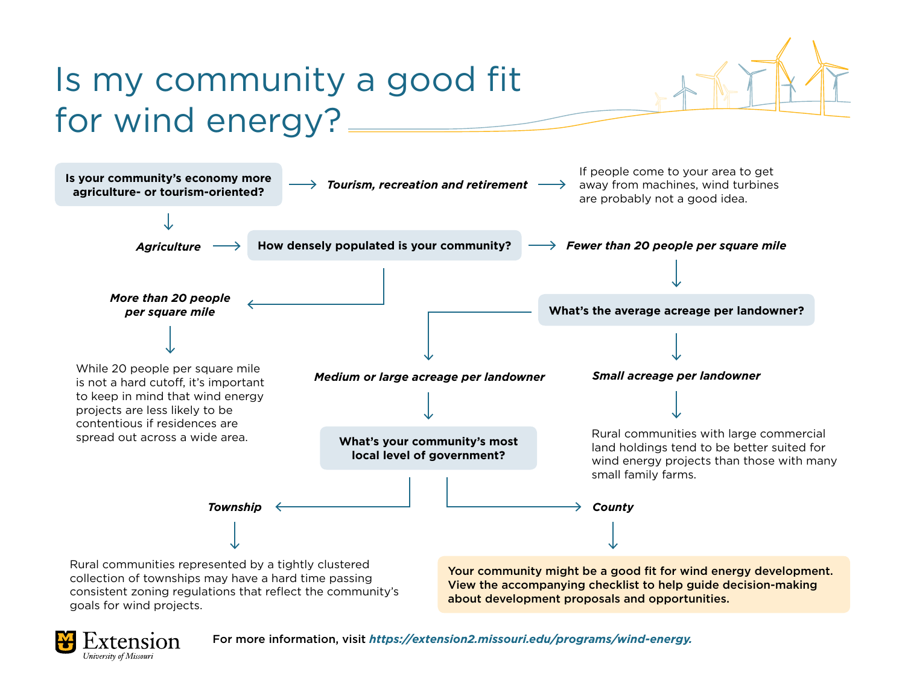# Is my community a good fit for wind energy?

**Is your community's economy more agriculture- or tourism-oriented?**

→ ***Tourism, recreation and retirement*** → If people come to your area to get away from machines, wind turbines are probably not a good idea.

↓ ***Agriculture*** → **How densely populated is your community?**

***More than 20 people per square mile***

↓

While 20 people per square mile is not a hard cutoff, it's important to keep in mind that wind energy projects are less likely to be contentious if residences are spread out across a wide area.

***Fewer than 20 people per square mile***

↓

**What's the average acreage per landowner?**

***Small acreage per landowner***

↓

Rural communities with large commercial land holdings tend to be better suited for wind energy projects than those with many small family farms.

***Medium or large acreage per landowner***

↓

**What's your community's most local level of government?**

***Township***

↓

Rural communities represented by a tightly clustered collection of townships may have a hard time passing consistent zoning regulations that reflect the community's goals for wind projects.

***County***

↓

**Your community might be a good fit for wind energy development. View the accompanying checklist to help guide decision-making about development proposals and opportunities.**

Extension
University of Missouri

For more information, visit ***https://extension2.missouri.edu/programs/wind-energy.***